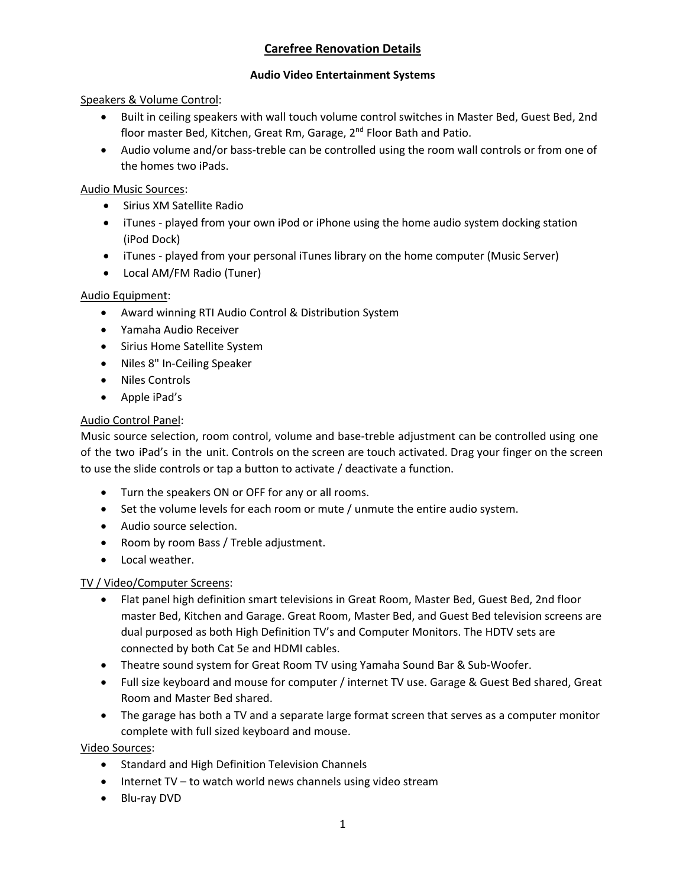# Carefree Renovation Details

## Audio Video Entertainment Systems

Speakers & Volume Control:

- Built in ceiling speakers with wall touch volume control switches in Master Bed, Guest Bed, 2nd floor master Bed, Kitchen, Great Rm, Garage, 2nd Floor Bath and Patio.
- Audio volume and/or bass-treble can be controlled using the room wall controls or from one of the homes two iPads.

Audio Music Sources:

- Sirius XM Satellite Radio
- iTunes - played from your own iPod or iPhone using the home audio system docking station (iPod Dock)
- iTunes - played from your personal iTunes library on the home computer (Music Server)
- Local AM/FM Radio (Tuner)

Audio Equipment:

- Award winning RTI Audio Control & Distribution System
- Yamaha Audio Receiver
- Sirius Home Satellite System
- Niles 8" In-Ceiling Speaker
- Niles Controls
- Apple iPad's

Audio Control Panel:

Music source selection, room control, volume and base-treble adjustment can be controlled using one of the two iPad's in the unit. Controls on the screen are touch activated. Drag your finger on the screen to use the slide controls or tap a button to activate / deactivate a function.

- Turn the speakers ON or OFF for any or all rooms.
- Set the volume levels for each room or mute / unmute the entire audio system.
- Audio source selection.
- Room by room Bass / Treble adjustment.
- Local weather.

TV / Video/Computer Screens:

- Flat panel high definition smart televisions in Great Room, Master Bed, Guest Bed, 2nd floor master Bed, Kitchen and Garage. Great Room, Master Bed, and Guest Bed television screens are dual purposed as both High Definition TV's and Computer Monitors. The HDTV sets are connected by both Cat 5e and HDMI cables.
- Theatre sound system for Great Room TV using Yamaha Sound Bar & Sub-Woofer.
- Full size keyboard and mouse for computer / internet TV use. Garage & Guest Bed shared, Great Room and Master Bed shared.
- The garage has both a TV and a separate large format screen that serves as a computer monitor complete with full sized keyboard and mouse.

Video Sources:

- Standard and High Definition Television Channels
- Internet TV – to watch world news channels using video stream
- Blu-ray DVD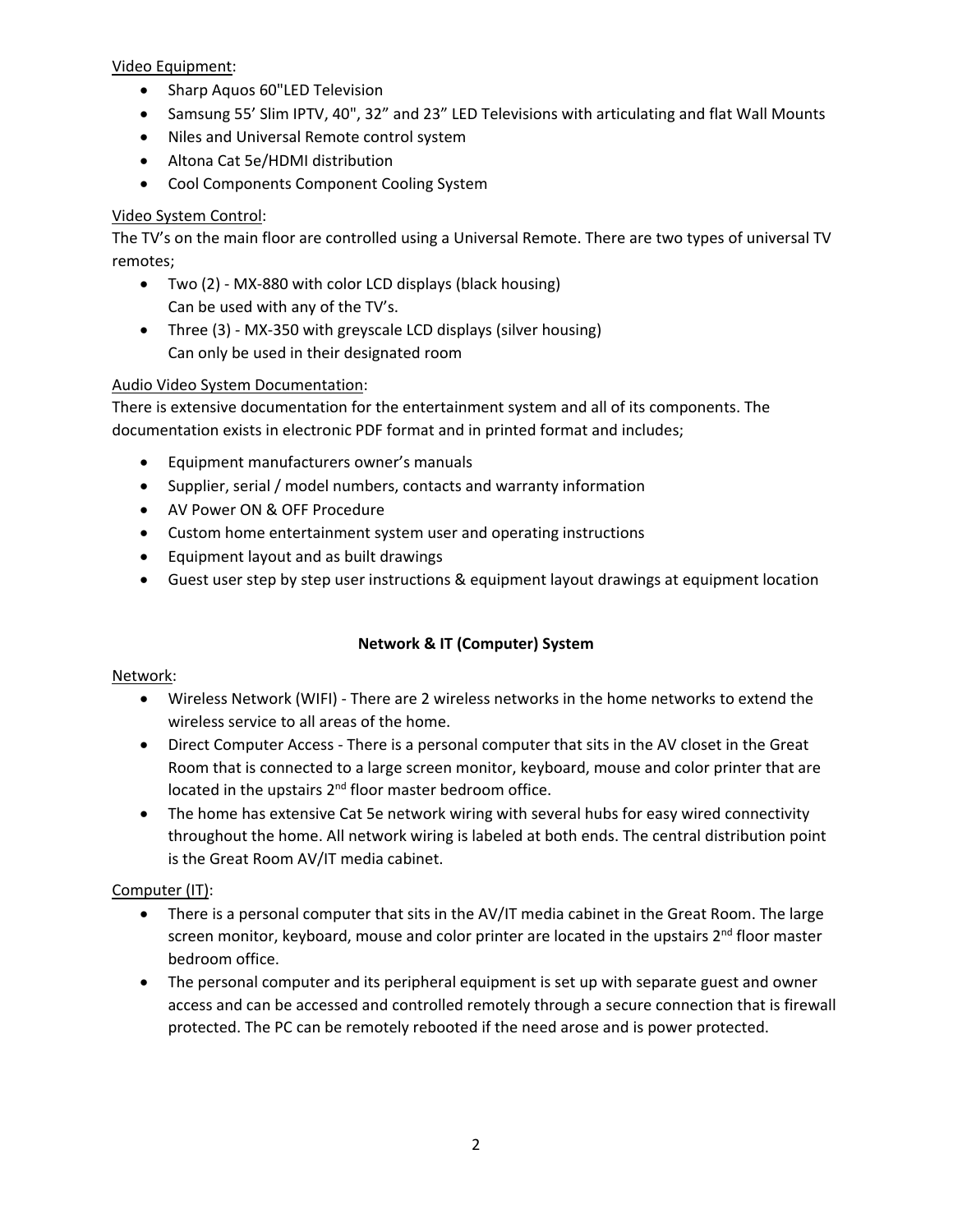Video Equipment:

- Sharp Aquos 60"LED Television
- Samsung 55' Slim IPTV, 40", 32" and 23" LED Televisions with articulating and flat Wall Mounts
- Niles and Universal Remote control system
- Altona Cat 5e/HDMI distribution
- Cool Components Component Cooling System

Video System Control:

The TV's on the main floor are controlled using a Universal Remote. There are two types of universal TV remotes;

- Two (2) - MX-880 with color LCD displays (black housing)
  Can be used with any of the TV's.
- Three (3) - MX-350 with greyscale LCD displays (silver housing)
  Can only be used in their designated room

Audio Video System Documentation:

There is extensive documentation for the entertainment system and all of its components. The documentation exists in electronic PDF format and in printed format and includes;

- Equipment manufacturers owner's manuals
- Supplier, serial / model numbers, contacts and warranty information
- AV Power ON & OFF Procedure
- Custom home entertainment system user and operating instructions
- Equipment layout and as built drawings
- Guest user step by step user instructions & equipment layout drawings at equipment location

## Network & IT (Computer) System

Network:

- Wireless Network (WIFI) - There are 2 wireless networks in the home networks to extend the wireless service to all areas of the home.
- Direct Computer Access - There is a personal computer that sits in the AV closet in the Great Room that is connected to a large screen monitor, keyboard, mouse and color printer that are located in the upstairs 2nd floor master bedroom office.
- The home has extensive Cat 5e network wiring with several hubs for easy wired connectivity throughout the home. All network wiring is labeled at both ends. The central distribution point is the Great Room AV/IT media cabinet.

Computer (IT):

- There is a personal computer that sits in the AV/IT media cabinet in the Great Room. The large screen monitor, keyboard, mouse and color printer are located in the upstairs 2nd floor master bedroom office.
- The personal computer and its peripheral equipment is set up with separate guest and owner access and can be accessed and controlled remotely through a secure connection that is firewall protected. The PC can be remotely rebooted if the need arose and is power protected.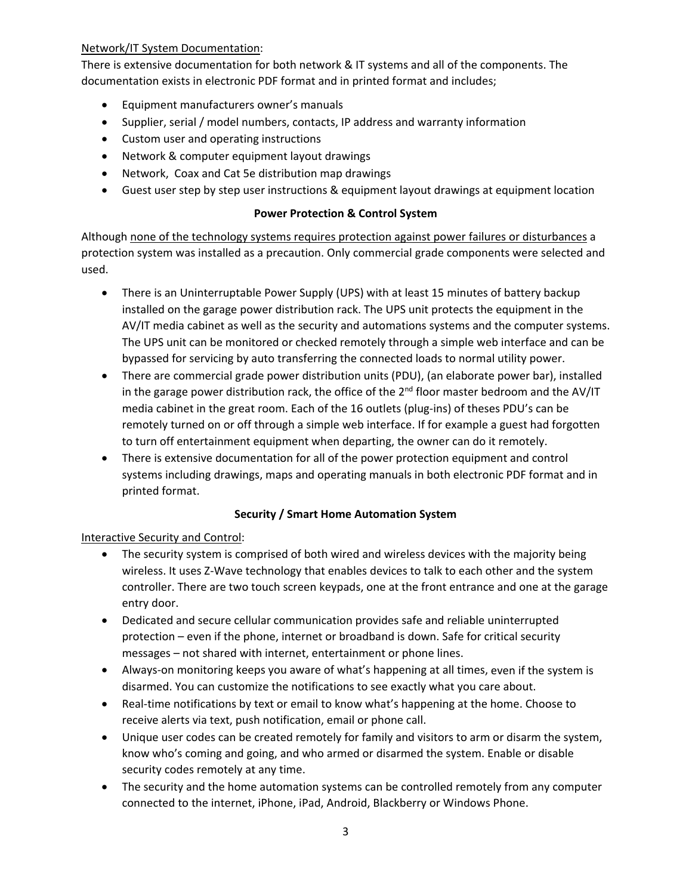Network/IT System Documentation:

There is extensive documentation for both network & IT systems and all of the components. The documentation exists in electronic PDF format and in printed format and includes;

- Equipment manufacturers owner's manuals
- Supplier, serial / model numbers, contacts, IP address and warranty information
- Custom user and operating instructions
- Network & computer equipment layout drawings
- Network, Coax and Cat 5e distribution map drawings
- Guest user step by step user instructions & equipment layout drawings at equipment location

**Power Protection & Control System**

Although none of the technology systems requires protection against power failures or disturbances a protection system was installed as a precaution. Only commercial grade components were selected and used.

- There is an Uninterruptable Power Supply (UPS) with at least 15 minutes of battery backup installed on the garage power distribution rack. The UPS unit protects the equipment in the AV/IT media cabinet as well as the security and automations systems and the computer systems. The UPS unit can be monitored or checked remotely through a simple web interface and can be bypassed for servicing by auto transferring the connected loads to normal utility power.
- There are commercial grade power distribution units (PDU), (an elaborate power bar), installed in the garage power distribution rack, the office of the 2nd floor master bedroom and the AV/IT media cabinet in the great room. Each of the 16 outlets (plug-ins) of theses PDU's can be remotely turned on or off through a simple web interface. If for example a guest had forgotten to turn off entertainment equipment when departing, the owner can do it remotely.
- There is extensive documentation for all of the power protection equipment and control systems including drawings, maps and operating manuals in both electronic PDF format and in printed format.

**Security / Smart Home Automation System**

Interactive Security and Control:

- The security system is comprised of both wired and wireless devices with the majority being wireless. It uses Z-Wave technology that enables devices to talk to each other and the system controller. There are two touch screen keypads, one at the front entrance and one at the garage entry door.
- Dedicated and secure cellular communication provides safe and reliable uninterrupted protection – even if the phone, internet or broadband is down. Safe for critical security messages – not shared with internet, entertainment or phone lines.
- Always-on monitoring keeps you aware of what's happening at all times, even if the system is disarmed. You can customize the notifications to see exactly what you care about.
- Real-time notifications by text or email to know what's happening at the home. Choose to receive alerts via text, push notification, email or phone call.
- Unique user codes can be created remotely for family and visitors to arm or disarm the system, know who's coming and going, and who armed or disarmed the system. Enable or disable security codes remotely at any time.
- The security and the home automation systems can be controlled remotely from any computer connected to the internet, iPhone, iPad, Android, Blackberry or Windows Phone.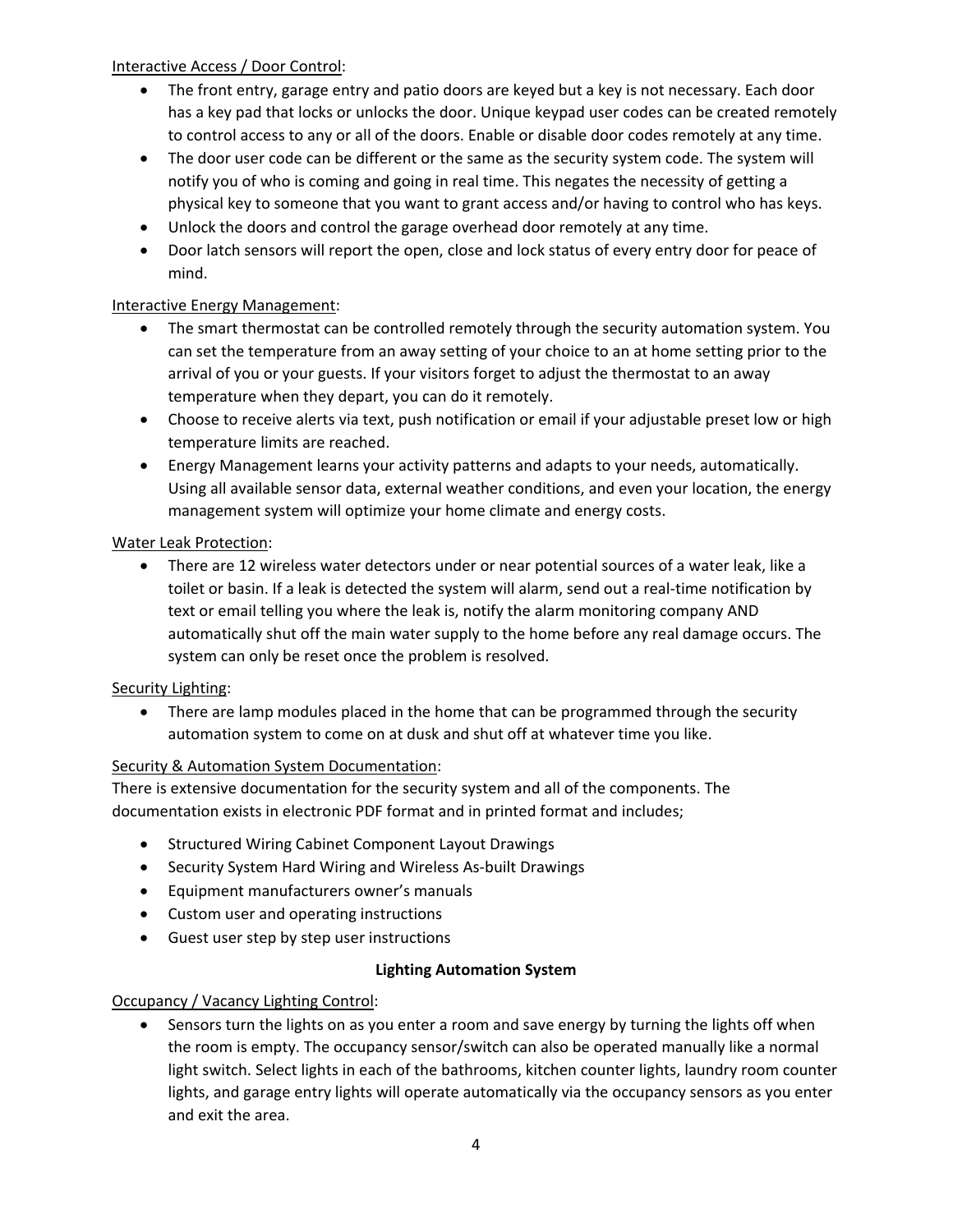<u>Interactive Access / Door Control</u>:

- The front entry, garage entry and patio doors are keyed but a key is not necessary. Each door has a key pad that locks or unlocks the door. Unique keypad user codes can be created remotely to control access to any or all of the doors. Enable or disable door codes remotely at any time.
- The door user code can be different or the same as the security system code. The system will notify you of who is coming and going in real time. This negates the necessity of getting a physical key to someone that you want to grant access and/or having to control who has keys.
- Unlock the doors and control the garage overhead door remotely at any time.
- Door latch sensors will report the open, close and lock status of every entry door for peace of mind.

<u>Interactive Energy Management</u>:

- The smart thermostat can be controlled remotely through the security automation system. You can set the temperature from an away setting of your choice to an at home setting prior to the arrival of you or your guests. If your visitors forget to adjust the thermostat to an away temperature when they depart, you can do it remotely.
- Choose to receive alerts via text, push notification or email if your adjustable preset low or high temperature limits are reached.
- Energy Management learns your activity patterns and adapts to your needs, automatically. Using all available sensor data, external weather conditions, and even your location, the energy management system will optimize your home climate and energy costs.

<u>Water Leak Protection</u>:

- There are 12 wireless water detectors under or near potential sources of a water leak, like a toilet or basin. If a leak is detected the system will alarm, send out a real-time notification by text or email telling you where the leak is, notify the alarm monitoring company AND automatically shut off the main water supply to the home before any real damage occurs. The system can only be reset once the problem is resolved.

<u>Security Lighting</u>:

- There are lamp modules placed in the home that can be programmed through the security automation system to come on at dusk and shut off at whatever time you like.

<u>Security & Automation System Documentation</u>:

There is extensive documentation for the security system and all of the components. The documentation exists in electronic PDF format and in printed format and includes;

- Structured Wiring Cabinet Component Layout Drawings
- Security System Hard Wiring and Wireless As-built Drawings
- Equipment manufacturers owner's manuals
- Custom user and operating instructions
- Guest user step by step user instructions

**Lighting Automation System**

<u>Occupancy / Vacancy Lighting Control</u>:

- Sensors turn the lights on as you enter a room and save energy by turning the lights off when the room is empty. The occupancy sensor/switch can also be operated manually like a normal light switch. Select lights in each of the bathrooms, kitchen counter lights, laundry room counter lights, and garage entry lights will operate automatically via the occupancy sensors as you enter and exit the area.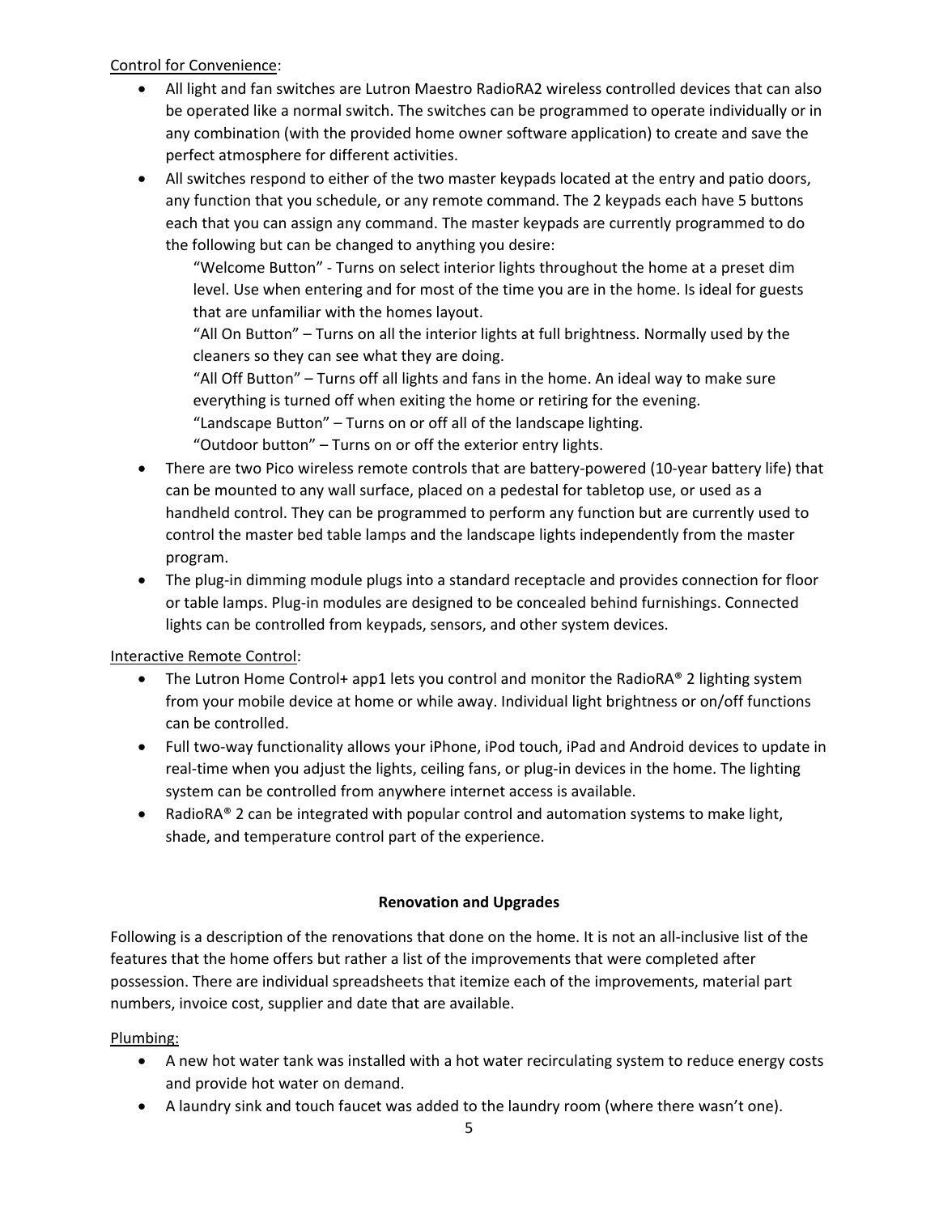Control for Convenience:

- All light and fan switches are Lutron Maestro RadioRA2 wireless controlled devices that can also be operated like a normal switch. The switches can be programmed to operate individually or in any combination (with the provided home owner software application) to create and save the perfect atmosphere for different activities.
- All switches respond to either of the two master keypads located at the entry and patio doors, any function that you schedule, or any remote command. The 2 keypads each have 5 buttons each that you can assign any command. The master keypads are currently programmed to do the following but can be changed to anything you desire:

  "Welcome Button" - Turns on select interior lights throughout the home at a preset dim level. Use when entering and for most of the time you are in the home. Is ideal for guests that are unfamiliar with the homes layout.

  "All On Button" – Turns on all the interior lights at full brightness. Normally used by the cleaners so they can see what they are doing.

  "All Off Button" – Turns off all lights and fans in the home. An ideal way to make sure everything is turned off when exiting the home or retiring for the evening.

  "Landscape Button" – Turns on or off all of the landscape lighting.

  "Outdoor button" – Turns on or off the exterior entry lights.
- There are two Pico wireless remote controls that are battery-powered (10-year battery life) that can be mounted to any wall surface, placed on a pedestal for tabletop use, or used as a handheld control. They can be programmed to perform any function but are currently used to control the master bed table lamps and the landscape lights independently from the master program.
- The plug-in dimming module plugs into a standard receptacle and provides connection for floor or table lamps. Plug-in modules are designed to be concealed behind furnishings. Connected lights can be controlled from keypads, sensors, and other system devices.

Interactive Remote Control:

- The Lutron Home Control+ app1 lets you control and monitor the RadioRA® 2 lighting system from your mobile device at home or while away. Individual light brightness or on/off functions can be controlled.
- Full two-way functionality allows your iPhone, iPod touch, iPad and Android devices to update in real-time when you adjust the lights, ceiling fans, or plug-in devices in the home. The lighting system can be controlled from anywhere internet access is available.
- RadioRA® 2 can be integrated with popular control and automation systems to make light, shade, and temperature control part of the experience.

**Renovation and Upgrades**

Following is a description of the renovations that done on the home. It is not an all-inclusive list of the features that the home offers but rather a list of the improvements that were completed after possession. There are individual spreadsheets that itemize each of the improvements, material part numbers, invoice cost, supplier and date that are available.

Plumbing:

- A new hot water tank was installed with a hot water recirculating system to reduce energy costs and provide hot water on demand.
- A laundry sink and touch faucet was added to the laundry room (where there wasn't one).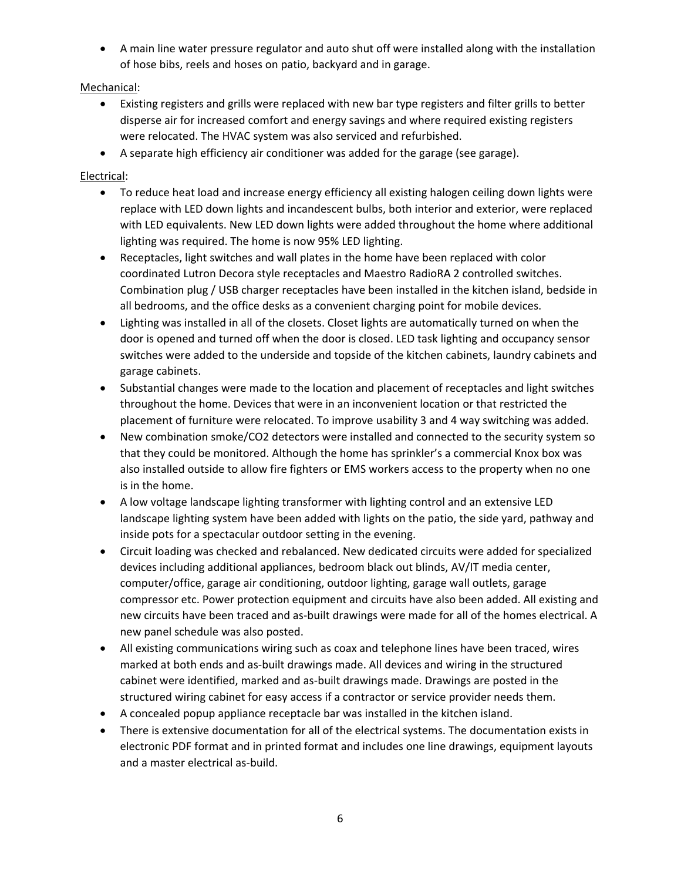- A main line water pressure regulator and auto shut off were installed along with the installation of hose bibs, reels and hoses on patio, backyard and in garage.

<u>Mechanical</u>:

- Existing registers and grills were replaced with new bar type registers and filter grills to better disperse air for increased comfort and energy savings and where required existing registers were relocated. The HVAC system was also serviced and refurbished.
- A separate high efficiency air conditioner was added for the garage (see garage).

<u>Electrical</u>:

- To reduce heat load and increase energy efficiency all existing halogen ceiling down lights were replace with LED down lights and incandescent bulbs, both interior and exterior, were replaced with LED equivalents. New LED down lights were added throughout the home where additional lighting was required. The home is now 95% LED lighting.
- Receptacles, light switches and wall plates in the home have been replaced with color coordinated Lutron Decora style receptacles and Maestro RadioRA 2 controlled switches. Combination plug / USB charger receptacles have been installed in the kitchen island, bedside in all bedrooms, and the office desks as a convenient charging point for mobile devices.
- Lighting was installed in all of the closets. Closet lights are automatically turned on when the door is opened and turned off when the door is closed. LED task lighting and occupancy sensor switches were added to the underside and topside of the kitchen cabinets, laundry cabinets and garage cabinets.
- Substantial changes were made to the location and placement of receptacles and light switches throughout the home. Devices that were in an inconvenient location or that restricted the placement of furniture were relocated. To improve usability 3 and 4 way switching was added.
- New combination smoke/CO2 detectors were installed and connected to the security system so that they could be monitored. Although the home has sprinkler's a commercial Knox box was also installed outside to allow fire fighters or EMS workers access to the property when no one is in the home.
- A low voltage landscape lighting transformer with lighting control and an extensive LED landscape lighting system have been added with lights on the patio, the side yard, pathway and inside pots for a spectacular outdoor setting in the evening.
- Circuit loading was checked and rebalanced. New dedicated circuits were added for specialized devices including additional appliances, bedroom black out blinds, AV/IT media center, computer/office, garage air conditioning, outdoor lighting, garage wall outlets, garage compressor etc. Power protection equipment and circuits have also been added. All existing and new circuits have been traced and as-built drawings were made for all of the homes electrical. A new panel schedule was also posted.
- All existing communications wiring such as coax and telephone lines have been traced, wires marked at both ends and as-built drawings made. All devices and wiring in the structured cabinet were identified, marked and as-built drawings made. Drawings are posted in the structured wiring cabinet for easy access if a contractor or service provider needs them.
- A concealed popup appliance receptacle bar was installed in the kitchen island.
- There is extensive documentation for all of the electrical systems. The documentation exists in electronic PDF format and in printed format and includes one line drawings, equipment layouts and a master electrical as-build.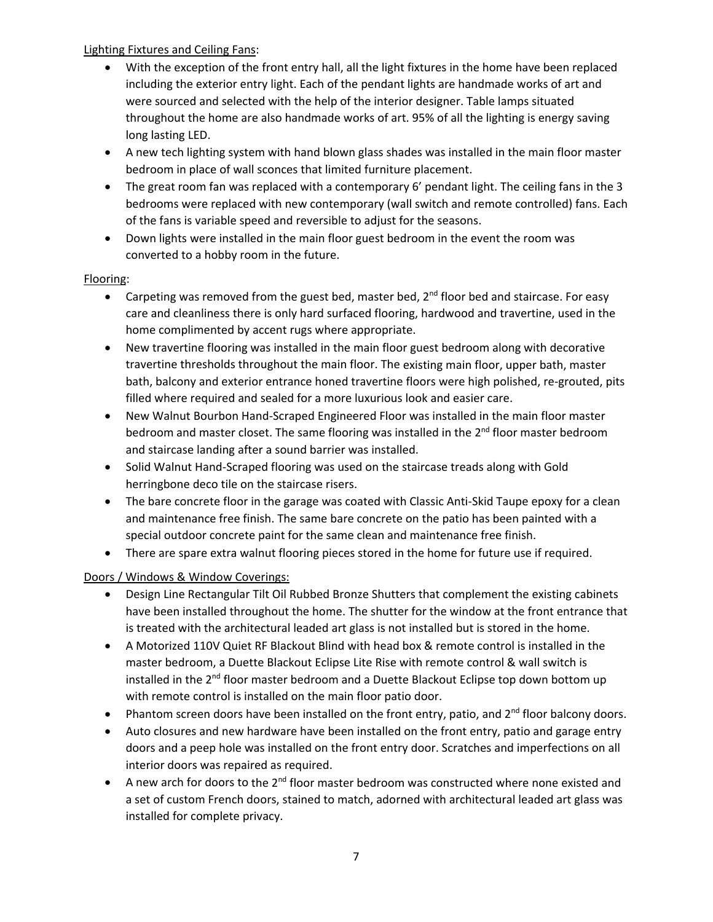Lighting Fixtures and Ceiling Fans:

- With the exception of the front entry hall, all the light fixtures in the home have been replaced including the exterior entry light. Each of the pendant lights are handmade works of art and were sourced and selected with the help of the interior designer. Table lamps situated throughout the home are also handmade works of art. 95% of all the lighting is energy saving long lasting LED.
- A new tech lighting system with hand blown glass shades was installed in the main floor master bedroom in place of wall sconces that limited furniture placement.
- The great room fan was replaced with a contemporary 6' pendant light. The ceiling fans in the 3 bedrooms were replaced with new contemporary (wall switch and remote controlled) fans. Each of the fans is variable speed and reversible to adjust for the seasons.
- Down lights were installed in the main floor guest bedroom in the event the room was converted to a hobby room in the future.

Flooring:

- Carpeting was removed from the guest bed, master bed, 2nd floor bed and staircase. For easy care and cleanliness there is only hard surfaced flooring, hardwood and travertine, used in the home complimented by accent rugs where appropriate.
- New travertine flooring was installed in the main floor guest bedroom along with decorative travertine thresholds throughout the main floor. The existing main floor, upper bath, master bath, balcony and exterior entrance honed travertine floors were high polished, re-grouted, pits filled where required and sealed for a more luxurious look and easier care.
- New Walnut Bourbon Hand-Scraped Engineered Floor was installed in the main floor master bedroom and master closet. The same flooring was installed in the 2nd floor master bedroom and staircase landing after a sound barrier was installed.
- Solid Walnut Hand-Scraped flooring was used on the staircase treads along with Gold herringbone deco tile on the staircase risers.
- The bare concrete floor in the garage was coated with Classic Anti-Skid Taupe epoxy for a clean and maintenance free finish. The same bare concrete on the patio has been painted with a special outdoor concrete paint for the same clean and maintenance free finish.
- There are spare extra walnut flooring pieces stored in the home for future use if required.

Doors / Windows & Window Coverings:

- Design Line Rectangular Tilt Oil Rubbed Bronze Shutters that complement the existing cabinets have been installed throughout the home. The shutter for the window at the front entrance that is treated with the architectural leaded art glass is not installed but is stored in the home.
- A Motorized 110V Quiet RF Blackout Blind with head box & remote control is installed in the master bedroom, a Duette Blackout Eclipse Lite Rise with remote control & wall switch is installed in the 2nd floor master bedroom and a Duette Blackout Eclipse top down bottom up with remote control is installed on the main floor patio door.
- Phantom screen doors have been installed on the front entry, patio, and 2nd floor balcony doors.
- Auto closures and new hardware have been installed on the front entry, patio and garage entry doors and a peep hole was installed on the front entry door. Scratches and imperfections on all interior doors was repaired as required.
- A new arch for doors to the 2nd floor master bedroom was constructed where none existed and a set of custom French doors, stained to match, adorned with architectural leaded art glass was installed for complete privacy.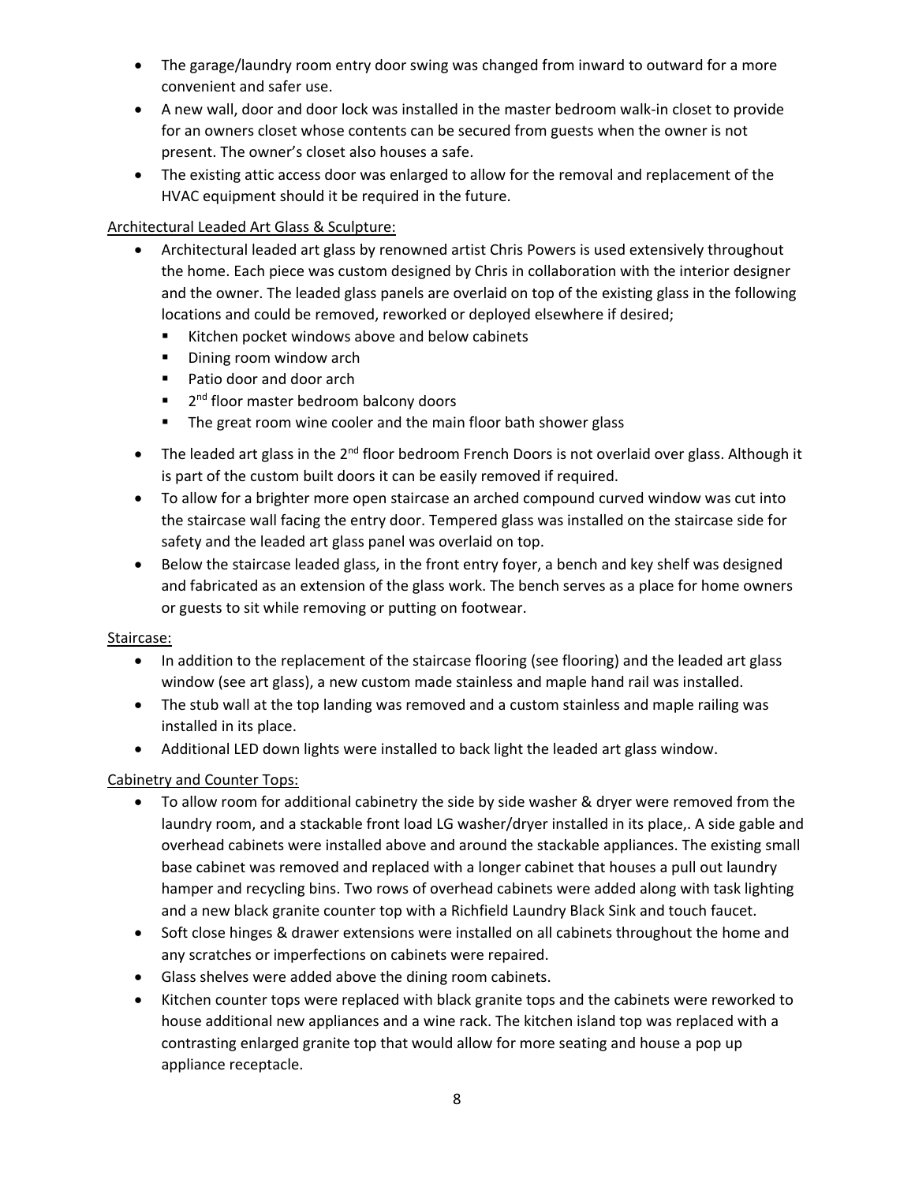- The garage/laundry room entry door swing was changed from inward to outward for a more convenient and safer use.
- A new wall, door and door lock was installed in the master bedroom walk-in closet to provide for an owners closet whose contents can be secured from guests when the owner is not present. The owner's closet also houses a safe.
- The existing attic access door was enlarged to allow for the removal and replacement of the HVAC equipment should it be required in the future.

<u>Architectural Leaded Art Glass & Sculpture:</u>

- Architectural leaded art glass by renowned artist Chris Powers is used extensively throughout the home. Each piece was custom designed by Chris in collaboration with the interior designer and the owner. The leaded glass panels are overlaid on top of the existing glass in the following locations and could be removed, reworked or deployed elsewhere if desired;
  - Kitchen pocket windows above and below cabinets
  - Dining room window arch
  - Patio door and door arch
  - 2nd floor master bedroom balcony doors
  - The great room wine cooler and the main floor bath shower glass
- The leaded art glass in the 2nd floor bedroom French Doors is not overlaid over glass. Although it is part of the custom built doors it can be easily removed if required.
- To allow for a brighter more open staircase an arched compound curved window was cut into the staircase wall facing the entry door. Tempered glass was installed on the staircase side for safety and the leaded art glass panel was overlaid on top.
- Below the staircase leaded glass, in the front entry foyer, a bench and key shelf was designed and fabricated as an extension of the glass work. The bench serves as a place for home owners or guests to sit while removing or putting on footwear.

<u>Staircase:</u>

- In addition to the replacement of the staircase flooring (see flooring) and the leaded art glass window (see art glass), a new custom made stainless and maple hand rail was installed.
- The stub wall at the top landing was removed and a custom stainless and maple railing was installed in its place.
- Additional LED down lights were installed to back light the leaded art glass window.

<u>Cabinetry and Counter Tops:</u>

- To allow room for additional cabinetry the side by side washer & dryer were removed from the laundry room, and a stackable front load LG washer/dryer installed in its place,. A side gable and overhead cabinets were installed above and around the stackable appliances. The existing small base cabinet was removed and replaced with a longer cabinet that houses a pull out laundry hamper and recycling bins. Two rows of overhead cabinets were added along with task lighting and a new black granite counter top with a Richfield Laundry Black Sink and touch faucet.
- Soft close hinges & drawer extensions were installed on all cabinets throughout the home and any scratches or imperfections on cabinets were repaired.
- Glass shelves were added above the dining room cabinets.
- Kitchen counter tops were replaced with black granite tops and the cabinets were reworked to house additional new appliances and a wine rack. The kitchen island top was replaced with a contrasting enlarged granite top that would allow for more seating and house a pop up appliance receptacle.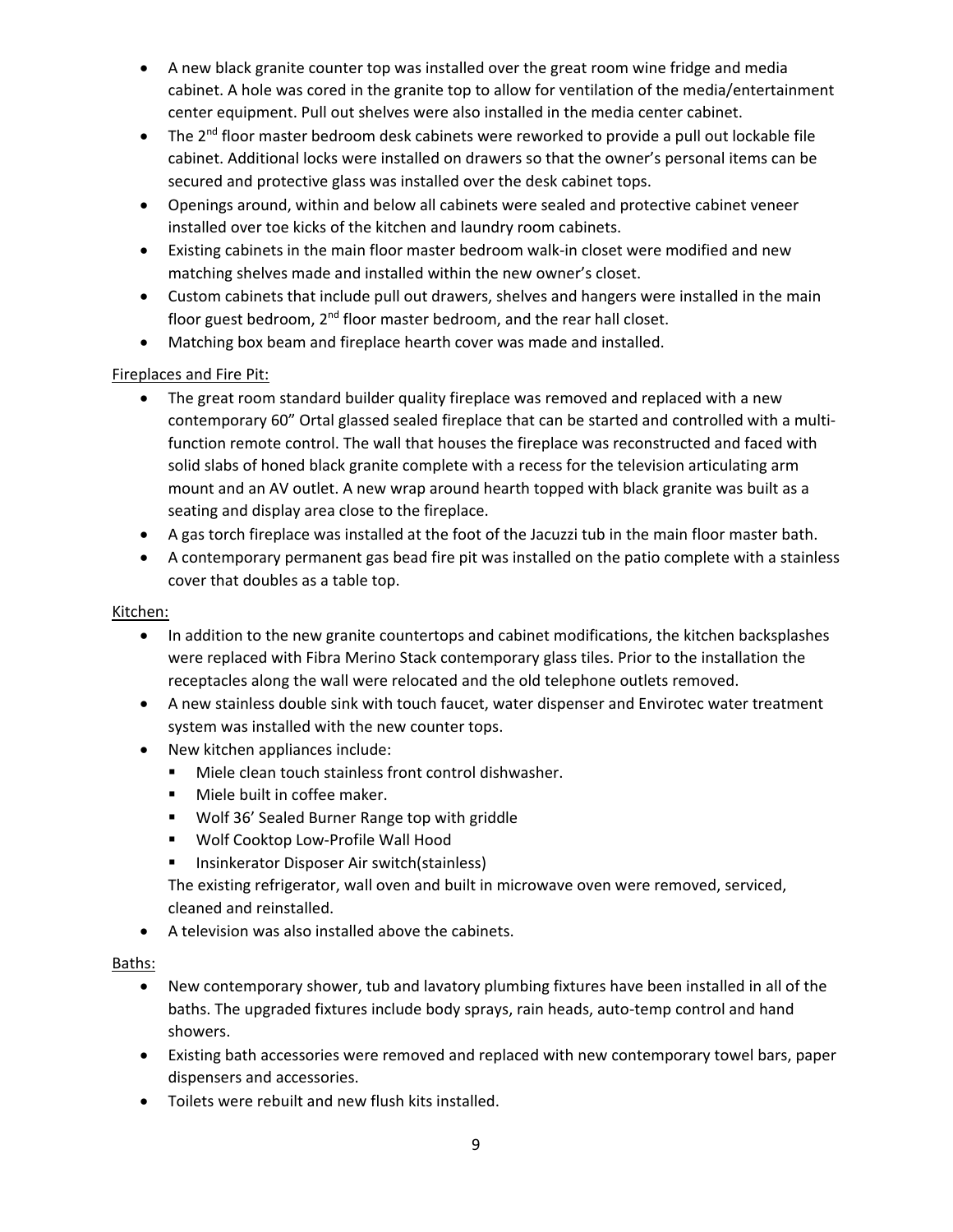- A new black granite counter top was installed over the great room wine fridge and media cabinet. A hole was cored in the granite top to allow for ventilation of the media/entertainment center equipment. Pull out shelves were also installed in the media center cabinet.
- The 2nd floor master bedroom desk cabinets were reworked to provide a pull out lockable file cabinet. Additional locks were installed on drawers so that the owner's personal items can be secured and protective glass was installed over the desk cabinet tops.
- Openings around, within and below all cabinets were sealed and protective cabinet veneer installed over toe kicks of the kitchen and laundry room cabinets.
- Existing cabinets in the main floor master bedroom walk-in closet were modified and new matching shelves made and installed within the new owner's closet.
- Custom cabinets that include pull out drawers, shelves and hangers were installed in the main floor guest bedroom, 2nd floor master bedroom, and the rear hall closet.
- Matching box beam and fireplace hearth cover was made and installed.

<u>Fireplaces and Fire Pit:</u>

- The great room standard builder quality fireplace was removed and replaced with a new contemporary 60" Ortal glassed sealed fireplace that can be started and controlled with a multi-function remote control. The wall that houses the fireplace was reconstructed and faced with solid slabs of honed black granite complete with a recess for the television articulating arm mount and an AV outlet. A new wrap around hearth topped with black granite was built as a seating and display area close to the fireplace.
- A gas torch fireplace was installed at the foot of the Jacuzzi tub in the main floor master bath.
- A contemporary permanent gas bead fire pit was installed on the patio complete with a stainless cover that doubles as a table top.

<u>Kitchen:</u>

- In addition to the new granite countertops and cabinet modifications, the kitchen backsplashes were replaced with Fibra Merino Stack contemporary glass tiles. Prior to the installation the receptacles along the wall were relocated and the old telephone outlets removed.
- A new stainless double sink with touch faucet, water dispenser and Envirotec water treatment system was installed with the new counter tops.
- New kitchen appliances include:
  - Miele clean touch stainless front control dishwasher.
  - Miele built in coffee maker.
  - Wolf 36' Sealed Burner Range top with griddle
  - Wolf Cooktop Low-Profile Wall Hood
  - Insinkerator Disposer Air switch(stainless)

  The existing refrigerator, wall oven and built in microwave oven were removed, serviced, cleaned and reinstalled.
- A television was also installed above the cabinets.

<u>Baths:</u>

- New contemporary shower, tub and lavatory plumbing fixtures have been installed in all of the baths. The upgraded fixtures include body sprays, rain heads, auto-temp control and hand showers.
- Existing bath accessories were removed and replaced with new contemporary towel bars, paper dispensers and accessories.
- Toilets were rebuilt and new flush kits installed.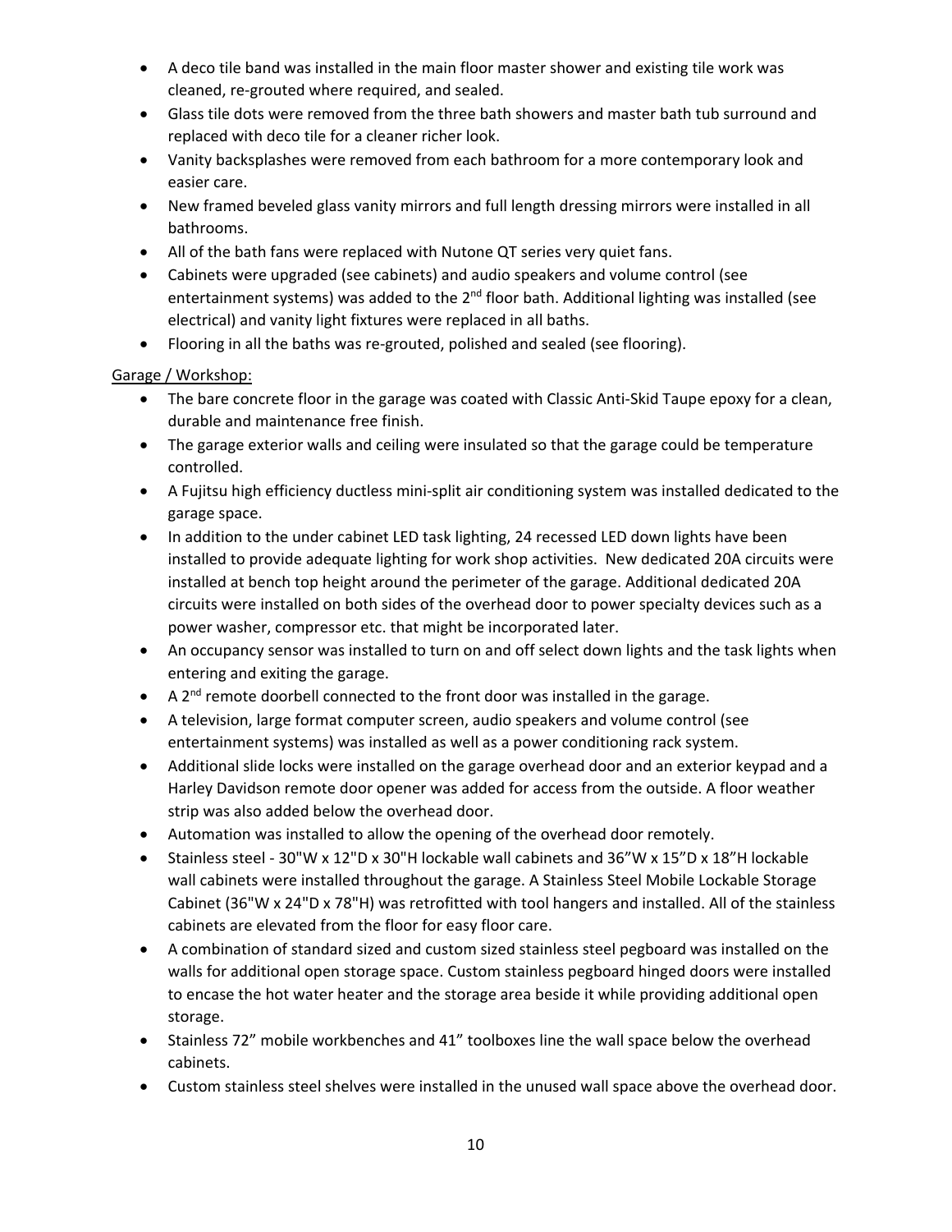- A deco tile band was installed in the main floor master shower and existing tile work was cleaned, re-grouted where required, and sealed.
- Glass tile dots were removed from the three bath showers and master bath tub surround and replaced with deco tile for a cleaner richer look.
- Vanity backsplashes were removed from each bathroom for a more contemporary look and easier care.
- New framed beveled glass vanity mirrors and full length dressing mirrors were installed in all bathrooms.
- All of the bath fans were replaced with Nutone QT series very quiet fans.
- Cabinets were upgraded (see cabinets) and audio speakers and volume control (see entertainment systems) was added to the 2nd floor bath. Additional lighting was installed (see electrical) and vanity light fixtures were replaced in all baths.
- Flooring in all the baths was re-grouted, polished and sealed (see flooring).

Garage / Workshop:

- The bare concrete floor in the garage was coated with Classic Anti-Skid Taupe epoxy for a clean, durable and maintenance free finish.
- The garage exterior walls and ceiling were insulated so that the garage could be temperature controlled.
- A Fujitsu high efficiency ductless mini-split air conditioning system was installed dedicated to the garage space.
- In addition to the under cabinet LED task lighting, 24 recessed LED down lights have been installed to provide adequate lighting for work shop activities. New dedicated 20A circuits were installed at bench top height around the perimeter of the garage. Additional dedicated 20A circuits were installed on both sides of the overhead door to power specialty devices such as a power washer, compressor etc. that might be incorporated later.
- An occupancy sensor was installed to turn on and off select down lights and the task lights when entering and exiting the garage.
- A 2nd remote doorbell connected to the front door was installed in the garage.
- A television, large format computer screen, audio speakers and volume control (see entertainment systems) was installed as well as a power conditioning rack system.
- Additional slide locks were installed on the garage overhead door and an exterior keypad and a Harley Davidson remote door opener was added for access from the outside. A floor weather strip was also added below the overhead door.
- Automation was installed to allow the opening of the overhead door remotely.
- Stainless steel - 30"W x 12"D x 30"H lockable wall cabinets and 36"W x 15"D x 18"H lockable wall cabinets were installed throughout the garage. A Stainless Steel Mobile Lockable Storage Cabinet (36"W x 24"D x 78"H) was retrofitted with tool hangers and installed. All of the stainless cabinets are elevated from the floor for easy floor care.
- A combination of standard sized and custom sized stainless steel pegboard was installed on the walls for additional open storage space. Custom stainless pegboard hinged doors were installed to encase the hot water heater and the storage area beside it while providing additional open storage.
- Stainless 72" mobile workbenches and 41" toolboxes line the wall space below the overhead cabinets.
- Custom stainless steel shelves were installed in the unused wall space above the overhead door.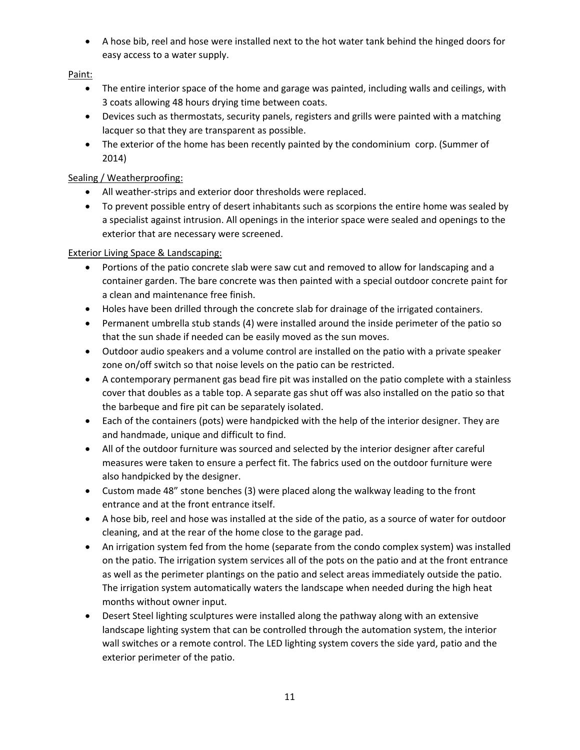- A hose bib, reel and hose were installed next to the hot water tank behind the hinged doors for easy access to a water supply.

Paint:

- The entire interior space of the home and garage was painted, including walls and ceilings, with 3 coats allowing 48 hours drying time between coats.
- Devices such as thermostats, security panels, registers and grills were painted with a matching lacquer so that they are transparent as possible.
- The exterior of the home has been recently painted by the condominium corp. (Summer of 2014)

Sealing / Weatherproofing:

- All weather-strips and exterior door thresholds were replaced.
- To prevent possible entry of desert inhabitants such as scorpions the entire home was sealed by a specialist against intrusion. All openings in the interior space were sealed and openings to the exterior that are necessary were screened.

Exterior Living Space & Landscaping:

- Portions of the patio concrete slab were saw cut and removed to allow for landscaping and a container garden. The bare concrete was then painted with a special outdoor concrete paint for a clean and maintenance free finish.
- Holes have been drilled through the concrete slab for drainage of the irrigated containers.
- Permanent umbrella stub stands (4) were installed around the inside perimeter of the patio so that the sun shade if needed can be easily moved as the sun moves.
- Outdoor audio speakers and a volume control are installed on the patio with a private speaker zone on/off switch so that noise levels on the patio can be restricted.
- A contemporary permanent gas bead fire pit was installed on the patio complete with a stainless cover that doubles as a table top. A separate gas shut off was also installed on the patio so that the barbeque and fire pit can be separately isolated.
- Each of the containers (pots) were handpicked with the help of the interior designer. They are and handmade, unique and difficult to find.
- All of the outdoor furniture was sourced and selected by the interior designer after careful measures were taken to ensure a perfect fit. The fabrics used on the outdoor furniture were also handpicked by the designer.
- Custom made 48" stone benches (3) were placed along the walkway leading to the front entrance and at the front entrance itself.
- A hose bib, reel and hose was installed at the side of the patio, as a source of water for outdoor cleaning, and at the rear of the home close to the garage pad.
- An irrigation system fed from the home (separate from the condo complex system) was installed on the patio. The irrigation system services all of the pots on the patio and at the front entrance as well as the perimeter plantings on the patio and select areas immediately outside the patio. The irrigation system automatically waters the landscape when needed during the high heat months without owner input.
- Desert Steel lighting sculptures were installed along the pathway along with an extensive landscape lighting system that can be controlled through the automation system, the interior wall switches or a remote control. The LED lighting system covers the side yard, patio and the exterior perimeter of the patio.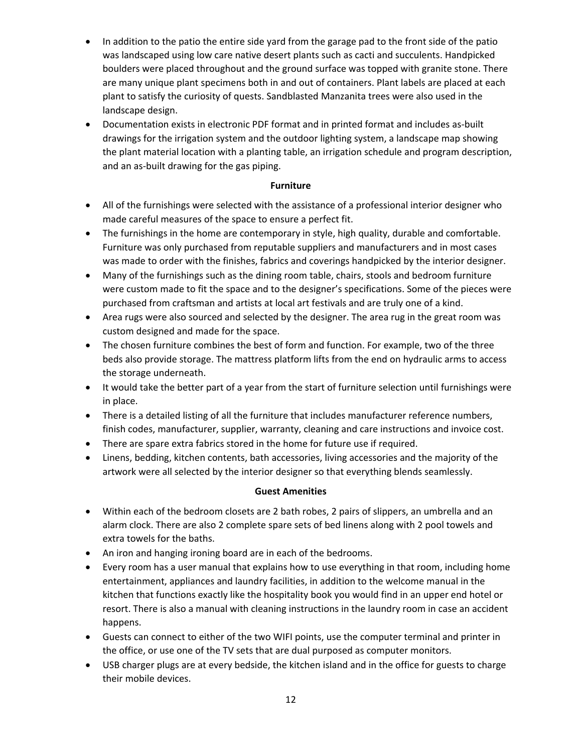- In addition to the patio the entire side yard from the garage pad to the front side of the patio was landscaped using low care native desert plants such as cacti and succulents. Handpicked boulders were placed throughout and the ground surface was topped with granite stone. There are many unique plant specimens both in and out of containers. Plant labels are placed at each plant to satisfy the curiosity of quests. Sandblasted Manzanita trees were also used in the landscape design.
- Documentation exists in electronic PDF format and in printed format and includes as-built drawings for the irrigation system and the outdoor lighting system, a landscape map showing the plant material location with a planting table, an irrigation schedule and program description, and an as-built drawing for the gas piping.

**Furniture**

- All of the furnishings were selected with the assistance of a professional interior designer who made careful measures of the space to ensure a perfect fit.
- The furnishings in the home are contemporary in style, high quality, durable and comfortable. Furniture was only purchased from reputable suppliers and manufacturers and in most cases was made to order with the finishes, fabrics and coverings handpicked by the interior designer.
- Many of the furnishings such as the dining room table, chairs, stools and bedroom furniture were custom made to fit the space and to the designer's specifications. Some of the pieces were purchased from craftsman and artists at local art festivals and are truly one of a kind.
- Area rugs were also sourced and selected by the designer. The area rug in the great room was custom designed and made for the space.
- The chosen furniture combines the best of form and function. For example, two of the three beds also provide storage. The mattress platform lifts from the end on hydraulic arms to access the storage underneath.
- It would take the better part of a year from the start of furniture selection until furnishings were in place.
- There is a detailed listing of all the furniture that includes manufacturer reference numbers, finish codes, manufacturer, supplier, warranty, cleaning and care instructions and invoice cost.
- There are spare extra fabrics stored in the home for future use if required.
- Linens, bedding, kitchen contents, bath accessories, living accessories and the majority of the artwork were all selected by the interior designer so that everything blends seamlessly.

**Guest Amenities**

- Within each of the bedroom closets are 2 bath robes, 2 pairs of slippers, an umbrella and an alarm clock. There are also 2 complete spare sets of bed linens along with 2 pool towels and extra towels for the baths.
- An iron and hanging ironing board are in each of the bedrooms.
- Every room has a user manual that explains how to use everything in that room, including home entertainment, appliances and laundry facilities, in addition to the welcome manual in the kitchen that functions exactly like the hospitality book you would find in an upper end hotel or resort. There is also a manual with cleaning instructions in the laundry room in case an accident happens.
- Guests can connect to either of the two WIFI points, use the computer terminal and printer in the office, or use one of the TV sets that are dual purposed as computer monitors.
- USB charger plugs are at every bedside, the kitchen island and in the office for guests to charge their mobile devices.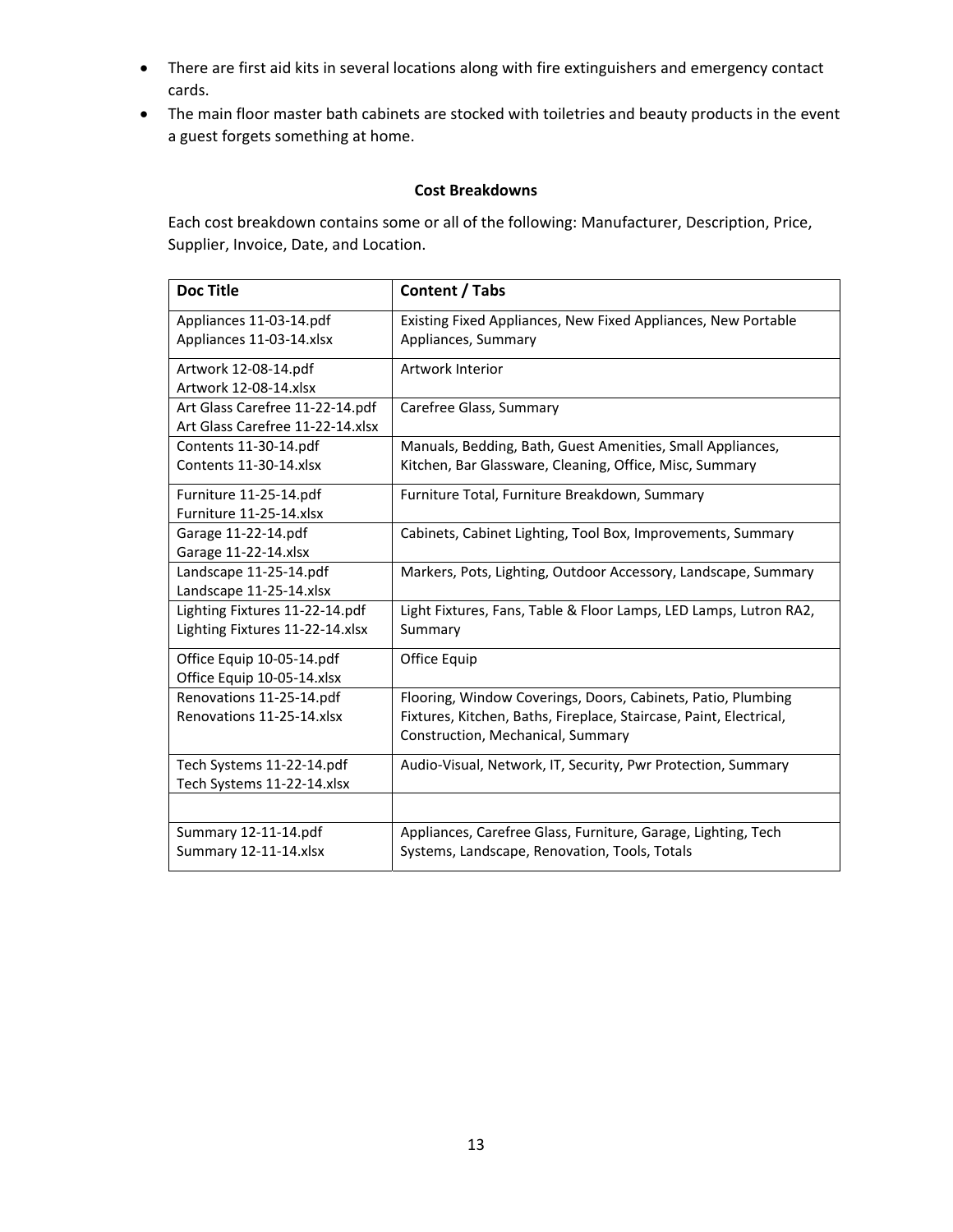- There are first aid kits in several locations along with fire extinguishers and emergency contact cards.
- The main floor master bath cabinets are stocked with toiletries and beauty products in the event a guest forgets something at home.

**Cost Breakdowns**

Each cost breakdown contains some or all of the following: Manufacturer, Description, Price, Supplier, Invoice, Date, and Location.

| Doc Title | Content / Tabs |
|---|---|
| Appliances 11-03-14.pdf<br>Appliances 11-03-14.xlsx | Existing Fixed Appliances, New Fixed Appliances, New Portable Appliances, Summary |
| Artwork 12-08-14.pdf<br>Artwork 12-08-14.xlsx | Artwork Interior |
| Art Glass Carefree 11-22-14.pdf<br>Art Glass Carefree 11-22-14.xlsx | Carefree Glass, Summary |
| Contents 11-30-14.pdf<br>Contents 11-30-14.xlsx | Manuals, Bedding, Bath, Guest Amenities, Small Appliances, Kitchen, Bar Glassware, Cleaning, Office, Misc, Summary |
| Furniture 11-25-14.pdf<br>Furniture 11-25-14.xlsx | Furniture Total, Furniture Breakdown, Summary |
| Garage 11-22-14.pdf<br>Garage 11-22-14.xlsx | Cabinets, Cabinet Lighting, Tool Box, Improvements, Summary |
| Landscape 11-25-14.pdf<br>Landscape 11-25-14.xlsx | Markers, Pots, Lighting, Outdoor Accessory, Landscape, Summary |
| Lighting Fixtures 11-22-14.pdf<br>Lighting Fixtures 11-22-14.xlsx | Light Fixtures, Fans, Table & Floor Lamps, LED Lamps, Lutron RA2, Summary |
| Office Equip 10-05-14.pdf<br>Office Equip 10-05-14.xlsx | Office Equip |
| Renovations 11-25-14.pdf<br>Renovations 11-25-14.xlsx | Flooring, Window Coverings, Doors, Cabinets, Patio, Plumbing Fixtures, Kitchen, Baths, Fireplace, Staircase, Paint, Electrical, Construction, Mechanical, Summary |
| Tech Systems 11-22-14.pdf<br>Tech Systems 11-22-14.xlsx | Audio-Visual, Network, IT, Security, Pwr Protection, Summary |
| | |
| Summary 12-11-14.pdf<br>Summary 12-11-14.xlsx | Appliances, Carefree Glass, Furniture, Garage, Lighting, Tech Systems, Landscape, Renovation, Tools, Totals |